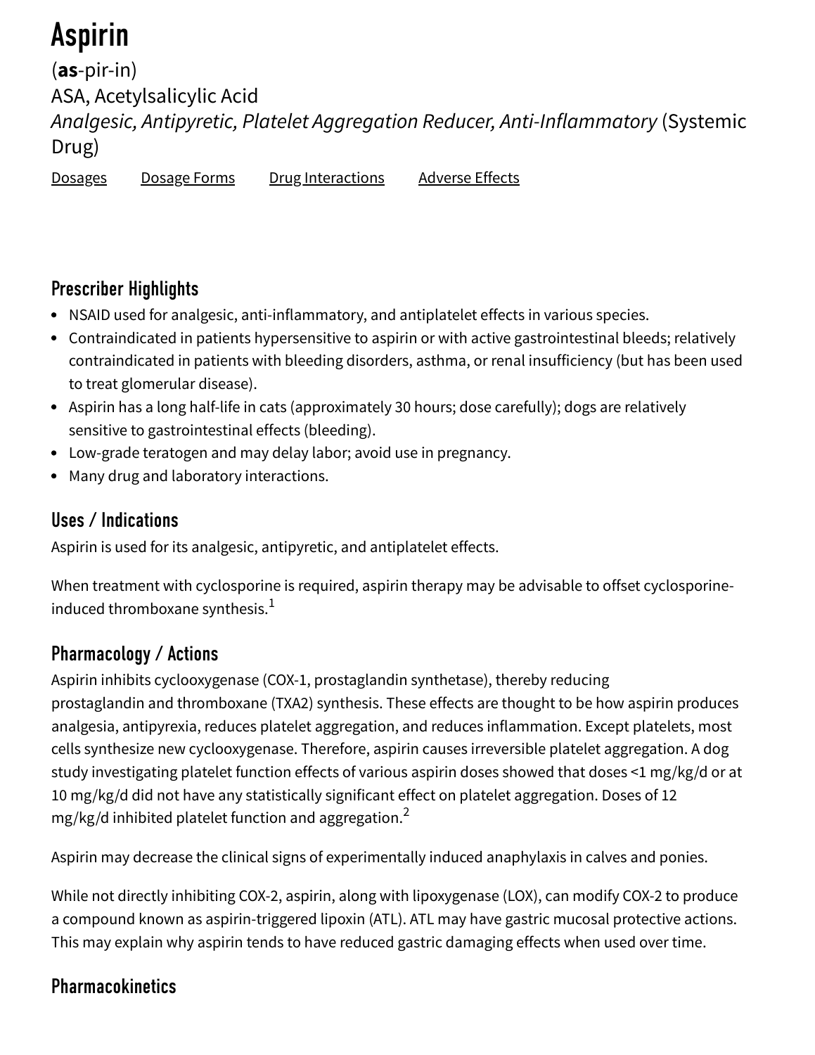# Aspirin

(**as**-pir-in)

ASA, Acetylsalicylic Acid

*Analgesic, Antipyretic, Platelet Aggregation Reducer, Anti-Inflammatory* (Systemic Drug)

Dosages    Dosage Forms    Drug Interactions    Adverse Effects

## Prescriber Highlights

- NSAID used for analgesic, anti-inflammatory, and antiplatelet effects in various species.
- Contraindicated in patients hypersensitive to aspirin or with active gastrointestinal bleeds; relatively contraindicated in patients with bleeding disorders, asthma, or renal insufficiency (but has been used to treat glomerular disease).
- Aspirin has a long half-life in cats (approximately 30 hours; dose carefully); dogs are relatively sensitive to gastrointestinal effects (bleeding).
- Low-grade teratogen and may delay labor; avoid use in pregnancy.
- Many drug and laboratory interactions.

## Uses / Indications

Aspirin is used for its analgesic, antipyretic, and antiplatelet effects.

When treatment with cyclosporine is required, aspirin therapy may be advisable to offset cyclosporine-induced thromboxane synthesis.[1]

## Pharmacology / Actions

Aspirin inhibits cyclooxygenase (COX-1, prostaglandin synthetase), thereby reducing prostaglandin and thromboxane (TXA2) synthesis. These effects are thought to be how aspirin produces analgesia, antipyrexia, reduces platelet aggregation, and reduces inflammation. Except platelets, most cells synthesize new cyclooxygenase. Therefore, aspirin causes irreversible platelet aggregation. A dog study investigating platelet function effects of various aspirin doses showed that doses <1 mg/kg/d or at 10 mg/kg/d did not have any statistically significant effect on platelet aggregation. Doses of 12 mg/kg/d inhibited platelet function and aggregation.[2]

Aspirin may decrease the clinical signs of experimentally induced anaphylaxis in calves and ponies.

While not directly inhibiting COX-2, aspirin, along with lipoxygenase (LOX), can modify COX-2 to produce a compound known as aspirin-triggered lipoxin (ATL). ATL may have gastric mucosal protective actions. This may explain why aspirin tends to have reduced gastric damaging effects when used over time.

## Pharmacokinetics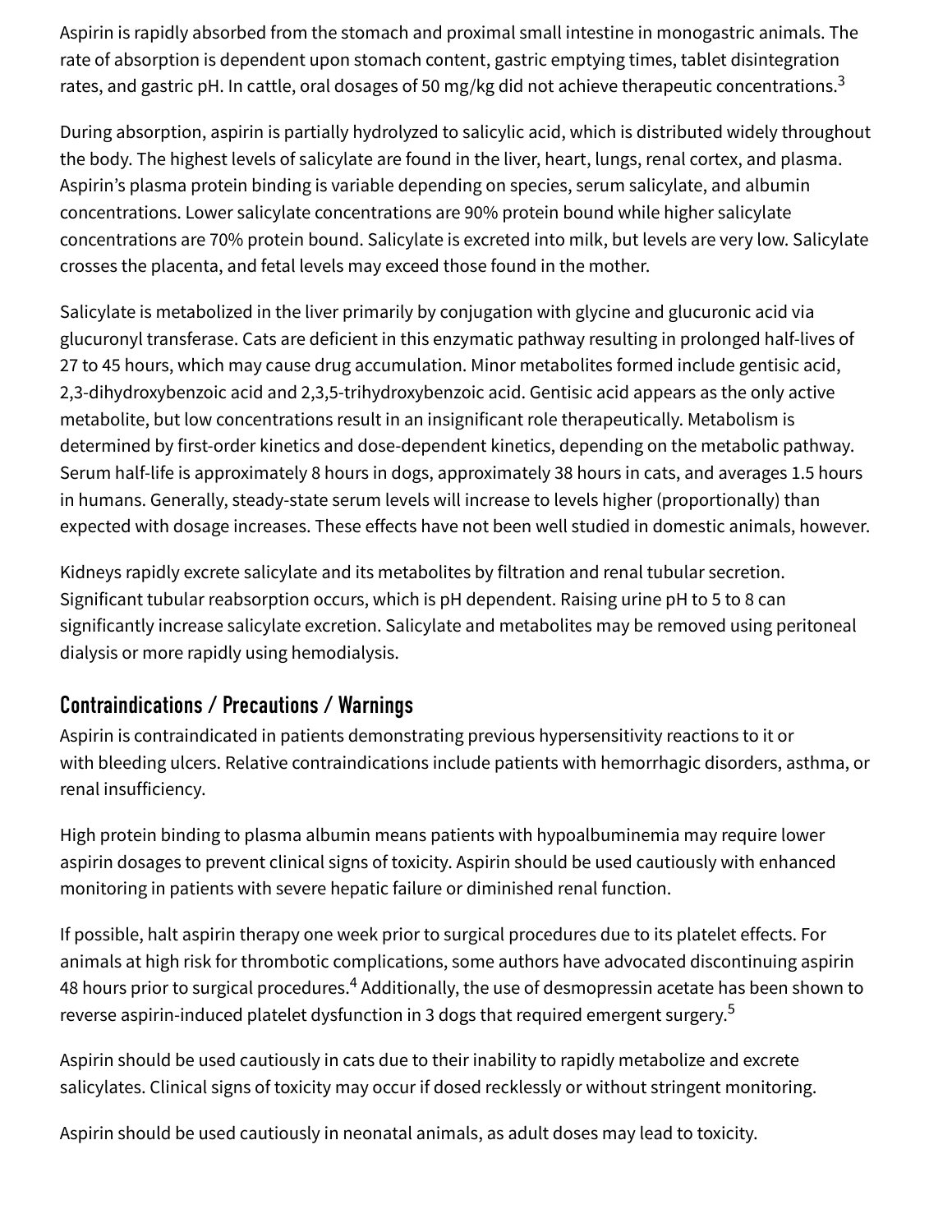Aspirin is rapidly absorbed from the stomach and proximal small intestine in monogastric animals. The rate of absorption is dependent upon stomach content, gastric emptying times, tablet disintegration rates, and gastric pH. In cattle, oral dosages of 50 mg/kg did not achieve therapeutic concentrations.[3]

During absorption, aspirin is partially hydrolyzed to salicylic acid, which is distributed widely throughout the body. The highest levels of salicylate are found in the liver, heart, lungs, renal cortex, and plasma. Aspirin's plasma protein binding is variable depending on species, serum salicylate, and albumin concentrations. Lower salicylate concentrations are 90% protein bound while higher salicylate concentrations are 70% protein bound. Salicylate is excreted into milk, but levels are very low. Salicylate crosses the placenta, and fetal levels may exceed those found in the mother.

Salicylate is metabolized in the liver primarily by conjugation with glycine and glucuronic acid via glucuronyl transferase. Cats are deficient in this enzymatic pathway resulting in prolonged half-lives of 27 to 45 hours, which may cause drug accumulation. Minor metabolites formed include gentisic acid, 2,3-dihydroxybenzoic acid and 2,3,5-trihydroxybenzoic acid. Gentisic acid appears as the only active metabolite, but low concentrations result in an insignificant role therapeutically. Metabolism is determined by first-order kinetics and dose-dependent kinetics, depending on the metabolic pathway. Serum half-life is approximately 8 hours in dogs, approximately 38 hours in cats, and averages 1.5 hours in humans. Generally, steady-state serum levels will increase to levels higher (proportionally) than expected with dosage increases. These effects have not been well studied in domestic animals, however.

Kidneys rapidly excrete salicylate and its metabolites by filtration and renal tubular secretion. Significant tubular reabsorption occurs, which is pH dependent. Raising urine pH to 5 to 8 can significantly increase salicylate excretion. Salicylate and metabolites may be removed using peritoneal dialysis or more rapidly using hemodialysis.

## Contraindications / Precautions / Warnings

Aspirin is contraindicated in patients demonstrating previous hypersensitivity reactions to it or with bleeding ulcers. Relative contraindications include patients with hemorrhagic disorders, asthma, or renal insufficiency.

High protein binding to plasma albumin means patients with hypoalbuminemia may require lower aspirin dosages to prevent clinical signs of toxicity. Aspirin should be used cautiously with enhanced monitoring in patients with severe hepatic failure or diminished renal function.

If possible, halt aspirin therapy one week prior to surgical procedures due to its platelet effects. For animals at high risk for thrombotic complications, some authors have advocated discontinuing aspirin 48 hours prior to surgical procedures.[4] Additionally, the use of desmopressin acetate has been shown to reverse aspirin-induced platelet dysfunction in 3 dogs that required emergent surgery.[5]

Aspirin should be used cautiously in cats due to their inability to rapidly metabolize and excrete salicylates. Clinical signs of toxicity may occur if dosed recklessly or without stringent monitoring.

Aspirin should be used cautiously in neonatal animals, as adult doses may lead to toxicity.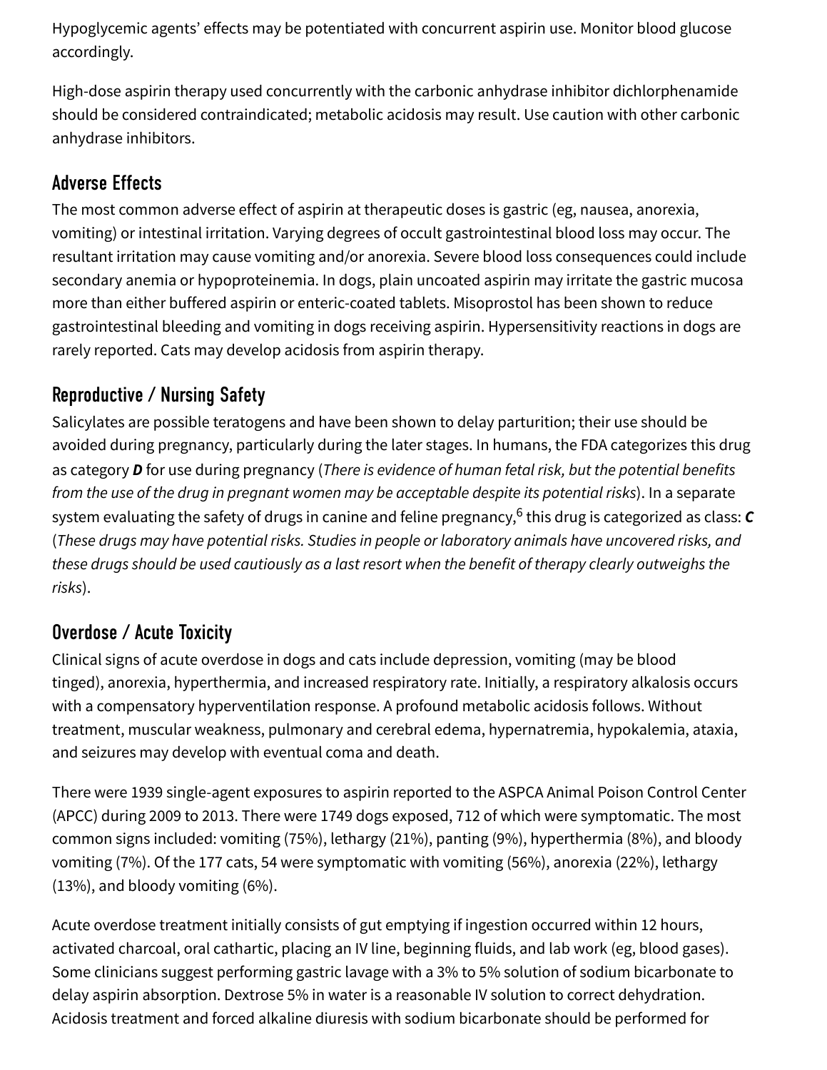Hypoglycemic agents' effects may be potentiated with concurrent aspirin use. Monitor blood glucose accordingly.

High-dose aspirin therapy used concurrently with the carbonic anhydrase inhibitor dichlorphenamide should be considered contraindicated; metabolic acidosis may result. Use caution with other carbonic anhydrase inhibitors.

## Adverse Effects

The most common adverse effect of aspirin at therapeutic doses is gastric (eg, nausea, anorexia, vomiting) or intestinal irritation. Varying degrees of occult gastrointestinal blood loss may occur. The resultant irritation may cause vomiting and/or anorexia. Severe blood loss consequences could include secondary anemia or hypoproteinemia. In dogs, plain uncoated aspirin may irritate the gastric mucosa more than either buffered aspirin or enteric-coated tablets. Misoprostol has been shown to reduce gastrointestinal bleeding and vomiting in dogs receiving aspirin. Hypersensitivity reactions in dogs are rarely reported. Cats may develop acidosis from aspirin therapy.

## Reproductive / Nursing Safety

Salicylates are possible teratogens and have been shown to delay parturition; their use should be avoided during pregnancy, particularly during the later stages. In humans, the FDA categorizes this drug as category ***D*** for use during pregnancy (*There is evidence of human fetal risk, but the potential benefits from the use of the drug in pregnant women may be acceptable despite its potential risks*). In a separate system evaluating the safety of drugs in canine and feline pregnancy,[6] this drug is categorized as class: ***C*** (*These drugs may have potential risks. Studies in people or laboratory animals have uncovered risks, and these drugs should be used cautiously as a last resort when the benefit of therapy clearly outweighs the risks*).

## Overdose / Acute Toxicity

Clinical signs of acute overdose in dogs and cats include depression, vomiting (may be blood tinged), anorexia, hyperthermia, and increased respiratory rate. Initially, a respiratory alkalosis occurs with a compensatory hyperventilation response. A profound metabolic acidosis follows. Without treatment, muscular weakness, pulmonary and cerebral edema, hypernatremia, hypokalemia, ataxia, and seizures may develop with eventual coma and death.

There were 1939 single-agent exposures to aspirin reported to the ASPCA Animal Poison Control Center (APCC) during 2009 to 2013. There were 1749 dogs exposed, 712 of which were symptomatic. The most common signs included: vomiting (75%), lethargy (21%), panting (9%), hyperthermia (8%), and bloody vomiting (7%). Of the 177 cats, 54 were symptomatic with vomiting (56%), anorexia (22%), lethargy (13%), and bloody vomiting (6%).

Acute overdose treatment initially consists of gut emptying if ingestion occurred within 12 hours, activated charcoal, oral cathartic, placing an IV line, beginning fluids, and lab work (eg, blood gases). Some clinicians suggest performing gastric lavage with a 3% to 5% solution of sodium bicarbonate to delay aspirin absorption. Dextrose 5% in water is a reasonable IV solution to correct dehydration. Acidosis treatment and forced alkaline diuresis with sodium bicarbonate should be performed for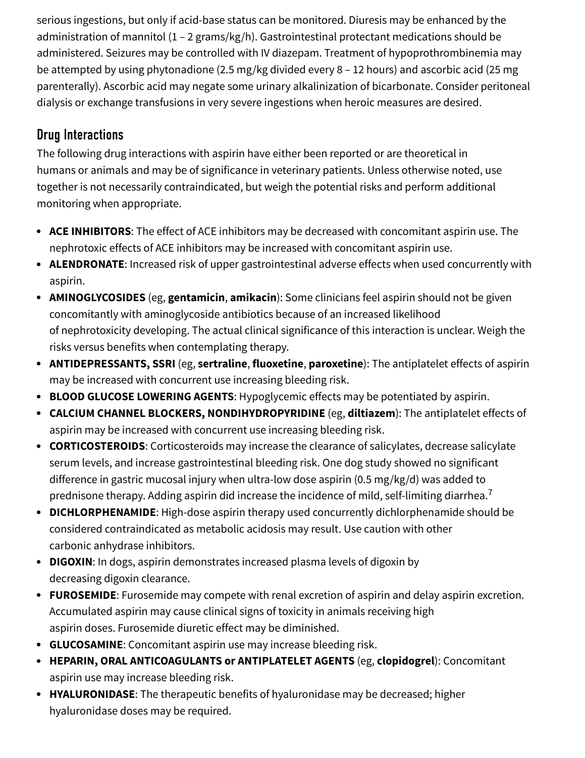serious ingestions, but only if acid-base status can be monitored. Diuresis may be enhanced by the administration of mannitol (1 – 2 grams/kg/h). Gastrointestinal protectant medications should be administered. Seizures may be controlled with IV diazepam. Treatment of hypoprothrombinemia may be attempted by using phytonadione (2.5 mg/kg divided every 8 – 12 hours) and ascorbic acid (25 mg parenterally). Ascorbic acid may negate some urinary alkalinization of bicarbonate. Consider peritoneal dialysis or exchange transfusions in very severe ingestions when heroic measures are desired.

## Drug Interactions

The following drug interactions with aspirin have either been reported or are theoretical in humans or animals and may be of significance in veterinary patients. Unless otherwise noted, use together is not necessarily contraindicated, but weigh the potential risks and perform additional monitoring when appropriate.

- **ACE INHIBITORS**: The effect of ACE inhibitors may be decreased with concomitant aspirin use. The nephrotoxic effects of ACE inhibitors may be increased with concomitant aspirin use.
- **ALENDRONATE**: Increased risk of upper gastrointestinal adverse effects when used concurrently with aspirin.
- **AMINOGLYCOSIDES** (eg, **gentamicin**, **amikacin**): Some clinicians feel aspirin should not be given concomitantly with aminoglycoside antibiotics because of an increased likelihood of nephrotoxicity developing. The actual clinical significance of this interaction is unclear. Weigh the risks versus benefits when contemplating therapy.
- **ANTIDEPRESSANTS, SSRI** (eg, **sertraline**, **fluoxetine**, **paroxetine**): The antiplatelet effects of aspirin may be increased with concurrent use increasing bleeding risk.
- **BLOOD GLUCOSE LOWERING AGENTS**: Hypoglycemic effects may be potentiated by aspirin.
- **CALCIUM CHANNEL BLOCKERS, NONDIHYDROPYRIDINE** (eg, **diltiazem**): The antiplatelet effects of aspirin may be increased with concurrent use increasing bleeding risk.
- **CORTICOSTEROIDS**: Corticosteroids may increase the clearance of salicylates, decrease salicylate serum levels, and increase gastrointestinal bleeding risk. One dog study showed no significant difference in gastric mucosal injury when ultra-low dose aspirin (0.5 mg/kg/d) was added to prednisone therapy. Adding aspirin did increase the incidence of mild, self-limiting diarrhea.[7]
- **DICHLORPHENAMIDE**: High-dose aspirin therapy used concurrently dichlorphenamide should be considered contraindicated as metabolic acidosis may result. Use caution with other carbonic anhydrase inhibitors.
- **DIGOXIN**: In dogs, aspirin demonstrates increased plasma levels of digoxin by decreasing digoxin clearance.
- **FUROSEMIDE**: Furosemide may compete with renal excretion of aspirin and delay aspirin excretion. Accumulated aspirin may cause clinical signs of toxicity in animals receiving high aspirin doses. Furosemide diuretic effect may be diminished.
- **GLUCOSAMINE**: Concomitant aspirin use may increase bleeding risk.
- **HEPARIN, ORAL ANTICOAGULANTS or ANTIPLATELET AGENTS** (eg, **clopidogrel**): Concomitant aspirin use may increase bleeding risk.
- **HYALURONIDASE**: The therapeutic benefits of hyaluronidase may be decreased; higher hyaluronidase doses may be required.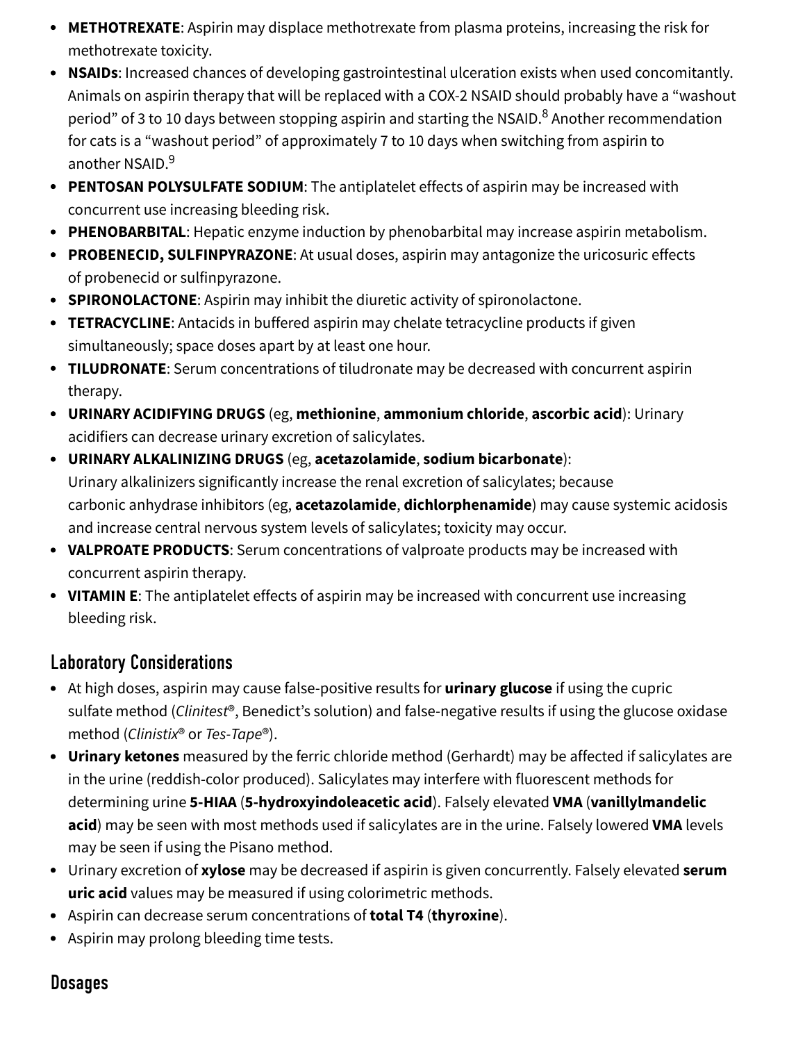- **METHOTREXATE**: Aspirin may displace methotrexate from plasma proteins, increasing the risk for methotrexate toxicity.
- **NSAIDs**: Increased chances of developing gastrointestinal ulceration exists when used concomitantly. Animals on aspirin therapy that will be replaced with a COX-2 NSAID should probably have a "washout period" of 3 to 10 days between stopping aspirin and starting the NSAID.[8] Another recommendation for cats is a "washout period" of approximately 7 to 10 days when switching from aspirin to another NSAID.[9]
- **PENTOSAN POLYSULFATE SODIUM**: The antiplatelet effects of aspirin may be increased with concurrent use increasing bleeding risk.
- **PHENOBARBITAL**: Hepatic enzyme induction by phenobarbital may increase aspirin metabolism.
- **PROBENECID, SULFINPYRAZONE**: At usual doses, aspirin may antagonize the uricosuric effects of probenecid or sulfinpyrazone.
- **SPIRONOLACTONE**: Aspirin may inhibit the diuretic activity of spironolactone.
- **TETRACYCLINE**: Antacids in buffered aspirin may chelate tetracycline products if given simultaneously; space doses apart by at least one hour.
- **TILUDRONATE**: Serum concentrations of tiludronate may be decreased with concurrent aspirin therapy.
- **URINARY ACIDIFYING DRUGS** (eg, **methionine**, **ammonium chloride**, **ascorbic acid**): Urinary acidifiers can decrease urinary excretion of salicylates.
- **URINARY ALKALINIZING DRUGS** (eg, **acetazolamide**, **sodium bicarbonate**): Urinary alkalinizers significantly increase the renal excretion of salicylates; because carbonic anhydrase inhibitors (eg, **acetazolamide**, **dichlorphenamide**) may cause systemic acidosis and increase central nervous system levels of salicylates; toxicity may occur.
- **VALPROATE PRODUCTS**: Serum concentrations of valproate products may be increased with concurrent aspirin therapy.
- **VITAMIN E**: The antiplatelet effects of aspirin may be increased with concurrent use increasing bleeding risk.

## Laboratory Considerations

- At high doses, aspirin may cause false-positive results for **urinary glucose** if using the cupric sulfate method (*Clinitest*®, Benedict's solution) and false-negative results if using the glucose oxidase method (*Clinistix*® or *Tes-Tape*®).
- **Urinary ketones** measured by the ferric chloride method (Gerhardt) may be affected if salicylates are in the urine (reddish-color produced). Salicylates may interfere with fluorescent methods for determining urine **5-HIAA** (**5-hydroxyindoleacetic acid**). Falsely elevated **VMA** (**vanillylmandelic acid**) may be seen with most methods used if salicylates are in the urine. Falsely lowered **VMA** levels may be seen if using the Pisano method.
- Urinary excretion of **xylose** may be decreased if aspirin is given concurrently. Falsely elevated **serum uric acid** values may be measured if using colorimetric methods.
- Aspirin can decrease serum concentrations of **total T4** (**thyroxine**).
- Aspirin may prolong bleeding time tests.

## Dosages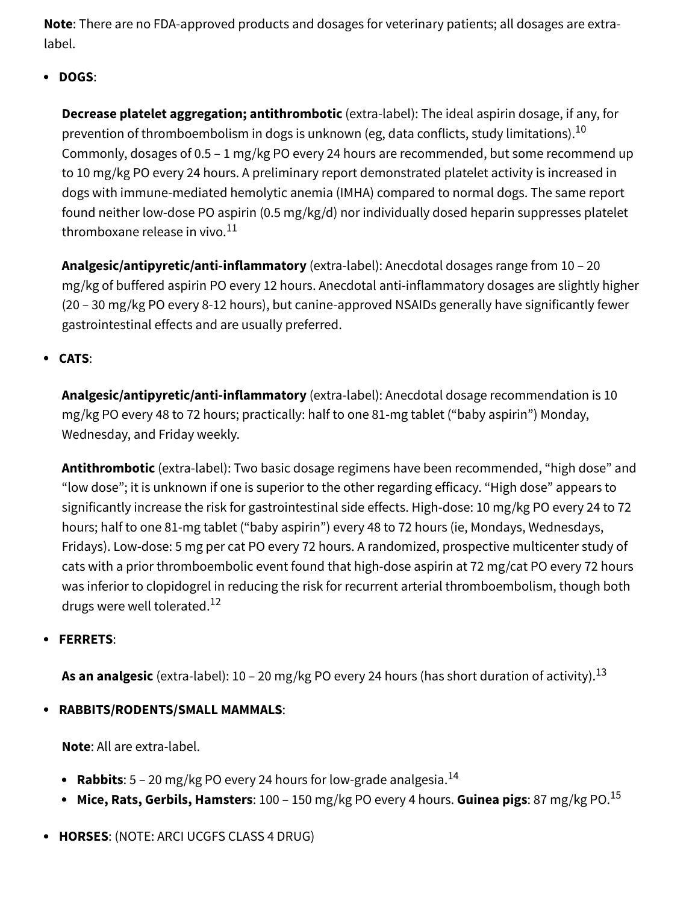**Note**: There are no FDA-approved products and dosages for veterinary patients; all dosages are extra-label.

- **DOGS**:

  **Decrease platelet aggregation; antithrombotic** (extra-label): The ideal aspirin dosage, if any, for prevention of thromboembolism in dogs is unknown (eg, data conflicts, study limitations).[10] Commonly, dosages of 0.5 – 1 mg/kg PO every 24 hours are recommended, but some recommend up to 10 mg/kg PO every 24 hours. A preliminary report demonstrated platelet activity is increased in dogs with immune-mediated hemolytic anemia (IMHA) compared to normal dogs. The same report found neither low-dose PO aspirin (0.5 mg/kg/d) nor individually dosed heparin suppresses platelet thromboxane release in vivo.[11]

  **Analgesic/antipyretic/anti-inflammatory** (extra-label): Anecdotal dosages range from 10 – 20 mg/kg of buffered aspirin PO every 12 hours. Anecdotal anti-inflammatory dosages are slightly higher (20 – 30 mg/kg PO every 8-12 hours), but canine-approved NSAIDs generally have significantly fewer gastrointestinal effects and are usually preferred.

- **CATS**:

  **Analgesic/antipyretic/anti-inflammatory** (extra-label): Anecdotal dosage recommendation is 10 mg/kg PO every 48 to 72 hours; practically: half to one 81-mg tablet ("baby aspirin") Monday, Wednesday, and Friday weekly.

  **Antithrombotic** (extra-label): Two basic dosage regimens have been recommended, "high dose" and "low dose"; it is unknown if one is superior to the other regarding efficacy. "High dose" appears to significantly increase the risk for gastrointestinal side effects. High-dose: 10 mg/kg PO every 24 to 72 hours; half to one 81-mg tablet ("baby aspirin") every 48 to 72 hours (ie, Mondays, Wednesdays, Fridays). Low-dose: 5 mg per cat PO every 72 hours. A randomized, prospective multicenter study of cats with a prior thromboembolic event found that high-dose aspirin at 72 mg/cat PO every 72 hours was inferior to clopidogrel in reducing the risk for recurrent arterial thromboembolism, though both drugs were well tolerated.[12]

- **FERRETS**:

  **As an analgesic** (extra-label): 10 – 20 mg/kg PO every 24 hours (has short duration of activity).[13]

- **RABBITS/RODENTS/SMALL MAMMALS**:

  **Note**: All are extra-label.

  - **Rabbits**: 5 – 20 mg/kg PO every 24 hours for low-grade analgesia.[14]
  - **Mice, Rats, Gerbils, Hamsters**: 100 – 150 mg/kg PO every 4 hours. **Guinea pigs**: 87 mg/kg PO.[15]

- **HORSES**: (NOTE: ARCI UCGFS CLASS 4 DRUG)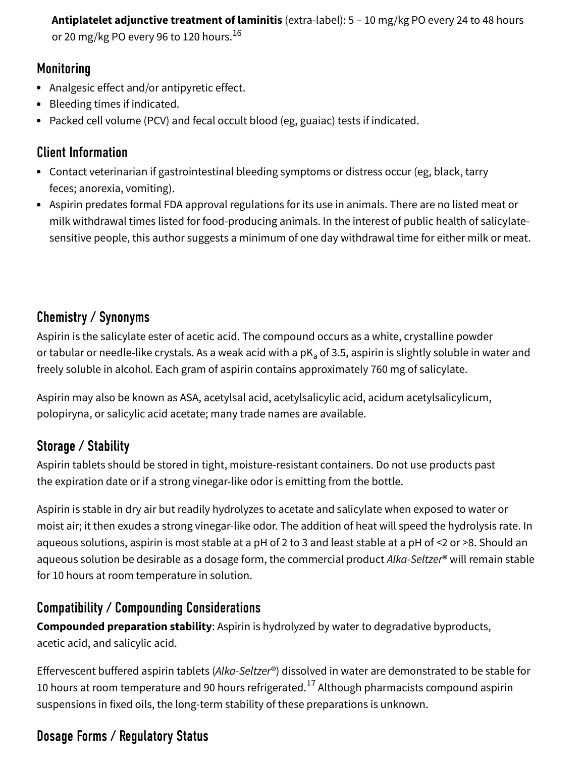**Antiplatelet adjunctive treatment of laminitis** (extra-label): 5 – 10 mg/kg PO every 24 to 48 hours or 20 mg/kg PO every 96 to 120 hours.[16]

## Monitoring

- Analgesic effect and/or antipyretic effect.
- Bleeding times if indicated.
- Packed cell volume (PCV) and fecal occult blood (eg, guaiac) tests if indicated.

## Client Information

- Contact veterinarian if gastrointestinal bleeding symptoms or distress occur (eg, black, tarry feces; anorexia, vomiting).
- Aspirin predates formal FDA approval regulations for its use in animals. There are no listed meat or milk withdrawal times listed for food-producing animals. In the interest of public health of salicylate-sensitive people, this author suggests a minimum of one day withdrawal time for either milk or meat.

## Chemistry / Synonyms

Aspirin is the salicylate ester of acetic acid. The compound occurs as a white, crystalline powder or tabular or needle-like crystals. As a weak acid with a $pK_a$ of 3.5, aspirin is slightly soluble in water and freely soluble in alcohol. Each gram of aspirin contains approximately 760 mg of salicylate.

Aspirin may also be known as ASA, acetylsal acid, acetylsalicylic acid, acidum acetylsalicylicum, polopiryna, or salicylic acid acetate; many trade names are available.

## Storage / Stability

Aspirin tablets should be stored in tight, moisture-resistant containers. Do not use products past the expiration date or if a strong vinegar-like odor is emitting from the bottle.

Aspirin is stable in dry air but readily hydrolyzes to acetate and salicylate when exposed to water or moist air; it then exudes a strong vinegar-like odor. The addition of heat will speed the hydrolysis rate. In aqueous solutions, aspirin is most stable at a pH of 2 to 3 and least stable at a pH of <2 or >8. Should an aqueous solution be desirable as a dosage form, the commercial product *Alka-Seltzer®* will remain stable for 10 hours at room temperature in solution.

## Compatibility / Compounding Considerations

**Compounded preparation stability**: Aspirin is hydrolyzed by water to degradative byproducts, acetic acid, and salicylic acid.

Effervescent buffered aspirin tablets (*Alka-Seltzer®*) dissolved in water are demonstrated to be stable for 10 hours at room temperature and 90 hours refrigerated.[17] Although pharmacists compound aspirin suspensions in fixed oils, the long-term stability of these preparations is unknown.

## Dosage Forms / Regulatory Status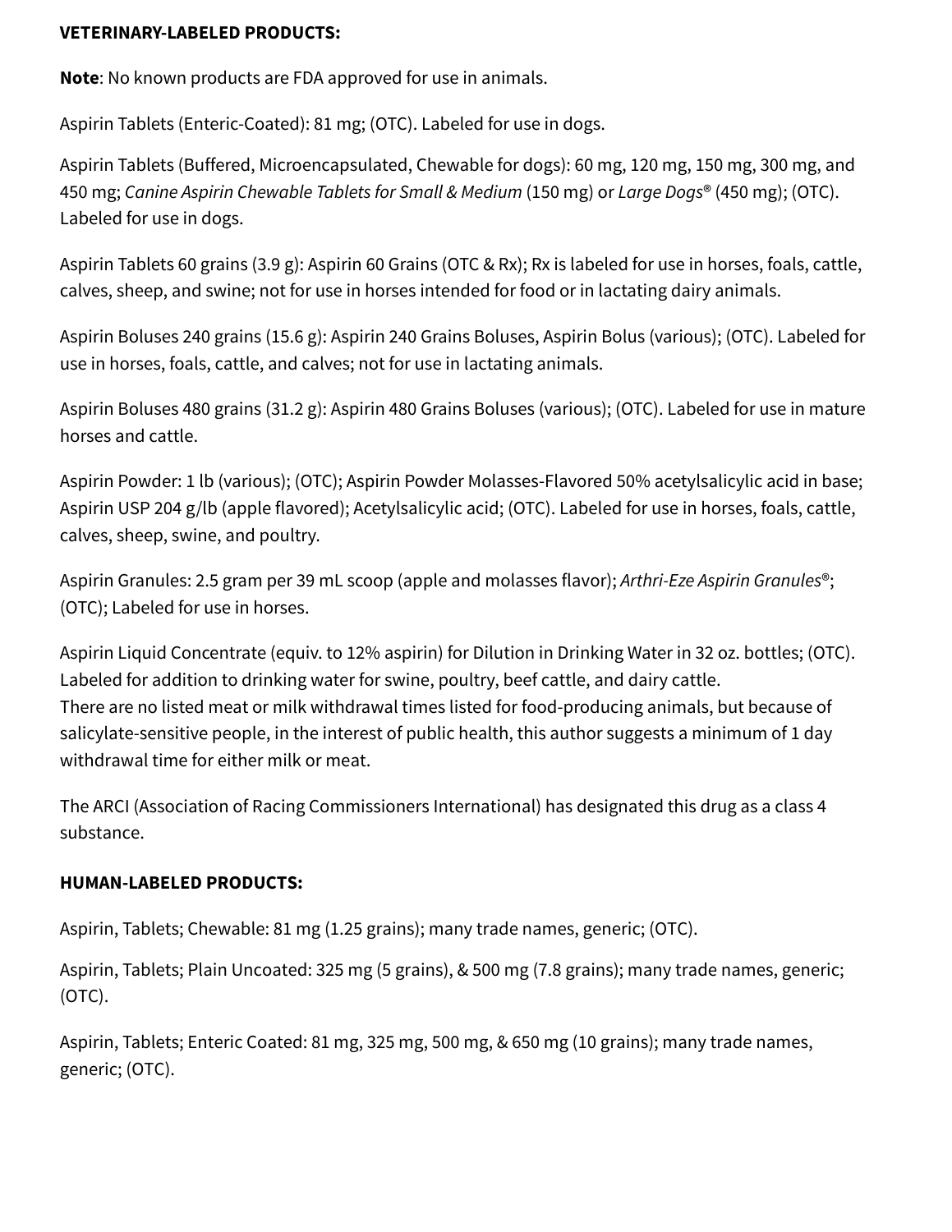**VETERINARY-LABELED PRODUCTS:**

**Note**: No known products are FDA approved for use in animals.

Aspirin Tablets (Enteric-Coated): 81 mg; (OTC). Labeled for use in dogs.

Aspirin Tablets (Buffered, Microencapsulated, Chewable for dogs): 60 mg, 120 mg, 150 mg, 300 mg, and 450 mg; *Canine Aspirin Chewable Tablets for Small & Medium* (150 mg) or *Large Dogs®* (450 mg); (OTC). Labeled for use in dogs.

Aspirin Tablets 60 grains (3.9 g): Aspirin 60 Grains (OTC & Rx); Rx is labeled for use in horses, foals, cattle, calves, sheep, and swine; not for use in horses intended for food or in lactating dairy animals.

Aspirin Boluses 240 grains (15.6 g): Aspirin 240 Grains Boluses, Aspirin Bolus (various); (OTC). Labeled for use in horses, foals, cattle, and calves; not for use in lactating animals.

Aspirin Boluses 480 grains (31.2 g): Aspirin 480 Grains Boluses (various); (OTC). Labeled for use in mature horses and cattle.

Aspirin Powder: 1 lb (various); (OTC); Aspirin Powder Molasses-Flavored 50% acetylsalicylic acid in base; Aspirin USP 204 g/lb (apple flavored); Acetylsalicylic acid; (OTC). Labeled for use in horses, foals, cattle, calves, sheep, swine, and poultry.

Aspirin Granules: 2.5 gram per 39 mL scoop (apple and molasses flavor); *Arthri-Eze Aspirin Granules®*; (OTC); Labeled for use in horses.

Aspirin Liquid Concentrate (equiv. to 12% aspirin) for Dilution in Drinking Water in 32 oz. bottles; (OTC). Labeled for addition to drinking water for swine, poultry, beef cattle, and dairy cattle.
There are no listed meat or milk withdrawal times listed for food-producing animals, but because of salicylate-sensitive people, in the interest of public health, this author suggests a minimum of 1 day withdrawal time for either milk or meat.

The ARCI (Association of Racing Commissioners International) has designated this drug as a class 4 substance.

**HUMAN-LABELED PRODUCTS:**

Aspirin, Tablets; Chewable: 81 mg (1.25 grains); many trade names, generic; (OTC).

Aspirin, Tablets; Plain Uncoated: 325 mg (5 grains), & 500 mg (7.8 grains); many trade names, generic; (OTC).

Aspirin, Tablets; Enteric Coated: 81 mg, 325 mg, 500 mg, & 650 mg (10 grains); many trade names, generic; (OTC).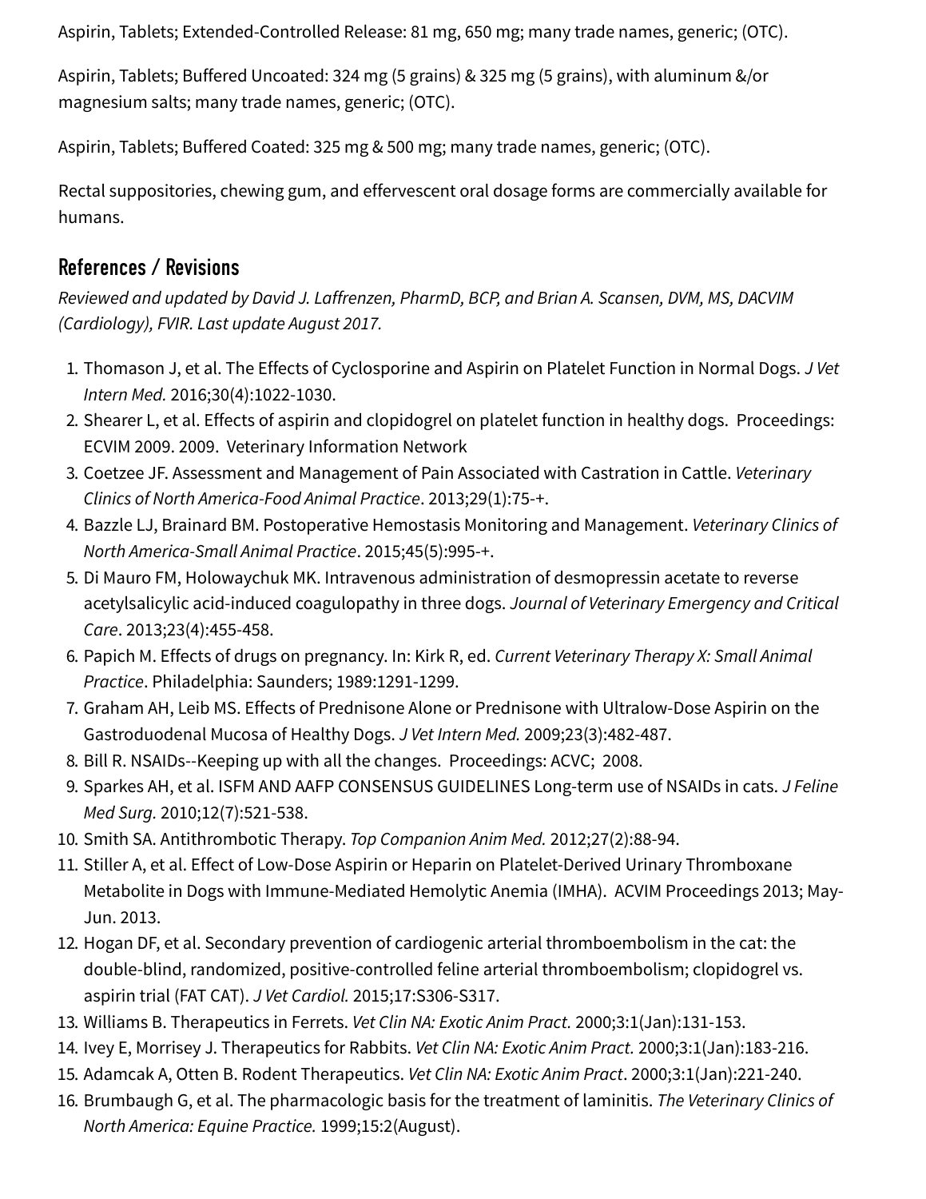Aspirin, Tablets; Extended-Controlled Release: 81 mg, 650 mg; many trade names, generic; (OTC).

Aspirin, Tablets; Buffered Uncoated: 324 mg (5 grains) & 325 mg (5 grains), with aluminum &/or magnesium salts; many trade names, generic; (OTC).

Aspirin, Tablets; Buffered Coated: 325 mg & 500 mg; many trade names, generic; (OTC).

Rectal suppositories, chewing gum, and effervescent oral dosage forms are commercially available for humans.

## References / Revisions

*Reviewed and updated by David J. Laffrenzen, PharmD, BCP, and Brian A. Scansen, DVM, MS, DACVIM (Cardiology), FVIR. Last update August 2017.*

1. Thomason J, et al. The Effects of Cyclosporine and Aspirin on Platelet Function in Normal Dogs. *J Vet Intern Med.* 2016;30(4):1022-1030.
2. Shearer L, et al. Effects of aspirin and clopidogrel on platelet function in healthy dogs. Proceedings: ECVIM 2009. 2009. Veterinary Information Network
3. Coetzee JF. Assessment and Management of Pain Associated with Castration in Cattle. *Veterinary Clinics of North America-Food Animal Practice*. 2013;29(1):75-+.
4. Bazzle LJ, Brainard BM. Postoperative Hemostasis Monitoring and Management. *Veterinary Clinics of North America-Small Animal Practice*. 2015;45(5):995-+.
5. Di Mauro FM, Holowaychuk MK. Intravenous administration of desmopressin acetate to reverse acetylsalicylic acid-induced coagulopathy in three dogs. *Journal of Veterinary Emergency and Critical Care*. 2013;23(4):455-458.
6. Papich M. Effects of drugs on pregnancy. In: Kirk R, ed. *Current Veterinary Therapy X: Small Animal Practice*. Philadelphia: Saunders; 1989:1291-1299.
7. Graham AH, Leib MS. Effects of Prednisone Alone or Prednisone with Ultralow-Dose Aspirin on the Gastroduodenal Mucosa of Healthy Dogs. *J Vet Intern Med.* 2009;23(3):482-487.
8. Bill R. NSAIDs--Keeping up with all the changes. Proceedings: ACVC; 2008.
9. Sparkes AH, et al. ISFM AND AAFP CONSENSUS GUIDELINES Long-term use of NSAIDs in cats. *J Feline Med Surg.* 2010;12(7):521-538.
10. Smith SA. Antithrombotic Therapy. *Top Companion Anim Med.* 2012;27(2):88-94.
11. Stiller A, et al. Effect of Low-Dose Aspirin or Heparin on Platelet-Derived Urinary Thromboxane Metabolite in Dogs with Immune-Mediated Hemolytic Anemia (IMHA). ACVIM Proceedings 2013; May-Jun. 2013.
12. Hogan DF, et al. Secondary prevention of cardiogenic arterial thromboembolism in the cat: the double-blind, randomized, positive-controlled feline arterial thromboembolism; clopidogrel vs. aspirin trial (FAT CAT). *J Vet Cardiol.* 2015;17:S306-S317.
13. Williams B. Therapeutics in Ferrets. *Vet Clin NA: Exotic Anim Pract.* 2000;3:1(Jan):131-153.
14. Ivey E, Morrisey J. Therapeutics for Rabbits. *Vet Clin NA: Exotic Anim Pract.* 2000;3:1(Jan):183-216.
15. Adamcak A, Otten B. Rodent Therapeutics. *Vet Clin NA: Exotic Anim Pract*. 2000;3:1(Jan):221-240.
16. Brumbaugh G, et al. The pharmacologic basis for the treatment of laminitis. *The Veterinary Clinics of North America: Equine Practice.* 1999;15:2(August).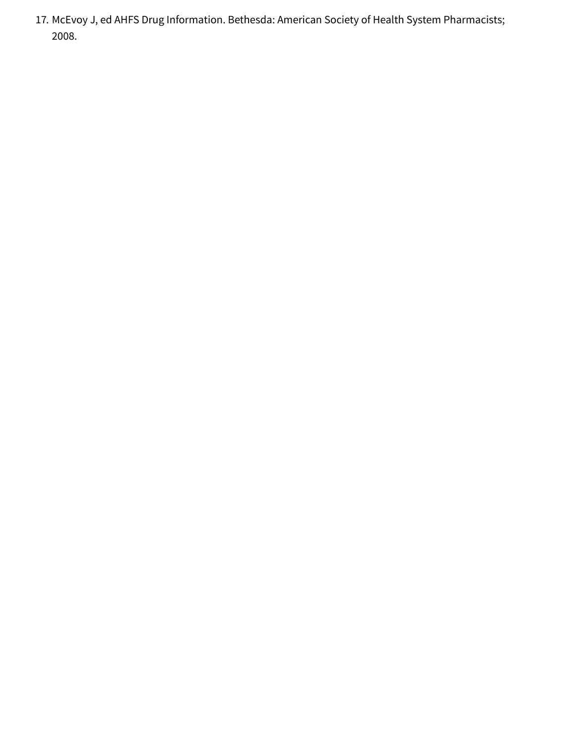17. McEvoy J, ed AHFS Drug Information. Bethesda: American Society of Health System Pharmacists; 2008.